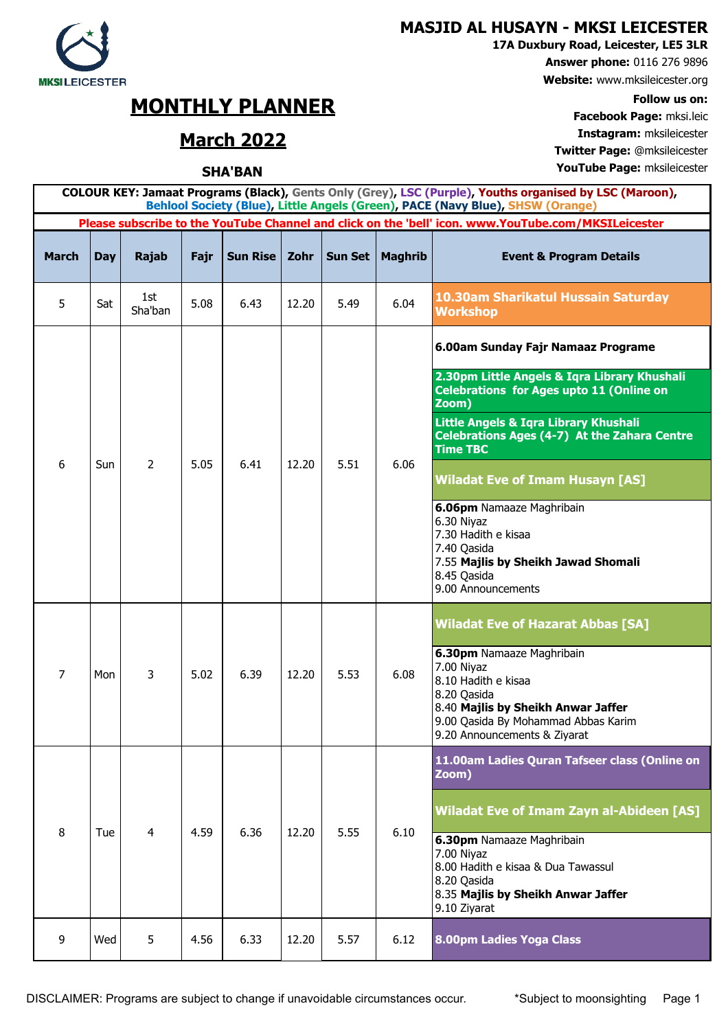MKSI LEICESTER

## MASJID AL HUSAYN - MKSI LEICESTER

**17A Duxbury Road, Leicester, LE5 3LR**

**Answer phone:** 0116 276 9896

**Website:** www.mksileicester.org

**Follow us on:**

**Facebook Page:** mksi.leic

**Instagram:** mksileicester

**Twitter Page:** @mksileicester

**YouTube Page:** mksileicester

# MONTHLY PLANNER

## March 2022

### SHA'BAN

**COLOUR KEY: Jamaat Programs (Black), Gents Only (Grey), LSC (Purple), Youths organised by LSC (Maroon), Behlool Society (Blue), Little Angels (Green), PACE (Navy Blue), SHSW (Orange)**

**Please subscribe to the YouTube Channel and click on the 'bell' icon. www.YouTube.com/MKSILeicester**

| March | Day | Rajab | Fajr | Sun Rise | Zohr | Sun Set | Maghrib | Event & Program Details |
|---|---|---|---|---|---|---|---|---|
| 5 | Sat | 1st Sha'ban | 5.08 | 6.43 | 12.20 | 5.49 | 6.04 | **10.30am Sharikatul Hussain Saturday Workshop** |
| 6 | Sun | 2 | 5.05 | 6.41 | 12.20 | 5.51 | 6.06 | **6.00am Sunday Fajr Namaaz Programe**<br>**2.30pm Little Angels & Iqra Library Khushali Celebrations for Ages upto 11 (Online on Zoom)**<br>**Little Angels & Iqra Library Khushali Celebrations Ages (4-7) At the Zahara Centre Time TBC**<br>**Wiladat Eve of Imam Husayn [AS]**<br>**6.06pm** Namaaze Maghribain<br>6.30 Niyaz<br>7.30 Hadith e kisaa<br>7.40 Qasida<br>7.55 **Majlis by Sheikh Jawad Shomali**<br>8.45 Qasida<br>9.00 Announcements |
| 7 | Mon | 3 | 5.02 | 6.39 | 12.20 | 5.53 | 6.08 | **Wiladat Eve of Hazarat Abbas [SA]**<br>**6.30pm** Namaaze Maghribain<br>7.00 Niyaz<br>8.10 Hadith e kisaa<br>8.20 Qasida<br>8.40 **Majlis by Sheikh Anwar Jaffer**<br>9.00 Qasida By Mohammad Abbas Karim<br>9.20 Announcements & Ziyarat |
| 8 | Tue | 4 | 4.59 | 6.36 | 12.20 | 5.55 | 6.10 | **11.00am Ladies Quran Tafseer class (Online on Zoom)**<br>**Wiladat Eve of Imam Zayn al-Abideen [AS]**<br>**6.30pm** Namaaze Maghribain<br>7.00 Niyaz<br>8.00 Hadith e kisaa & Dua Tawassul<br>8.20 Qasida<br>8.35 **Majlis by Sheikh Anwar Jaffer**<br>9.10 Ziyarat |
| 9 | Wed | 5 | 4.56 | 6.33 | 12.20 | 5.57 | 6.12 | **8.00pm Ladies Yoga Class** |

DISCLAIMER: Programs are subject to change if unavoidable circumstances occur.

*Subject to moonsighting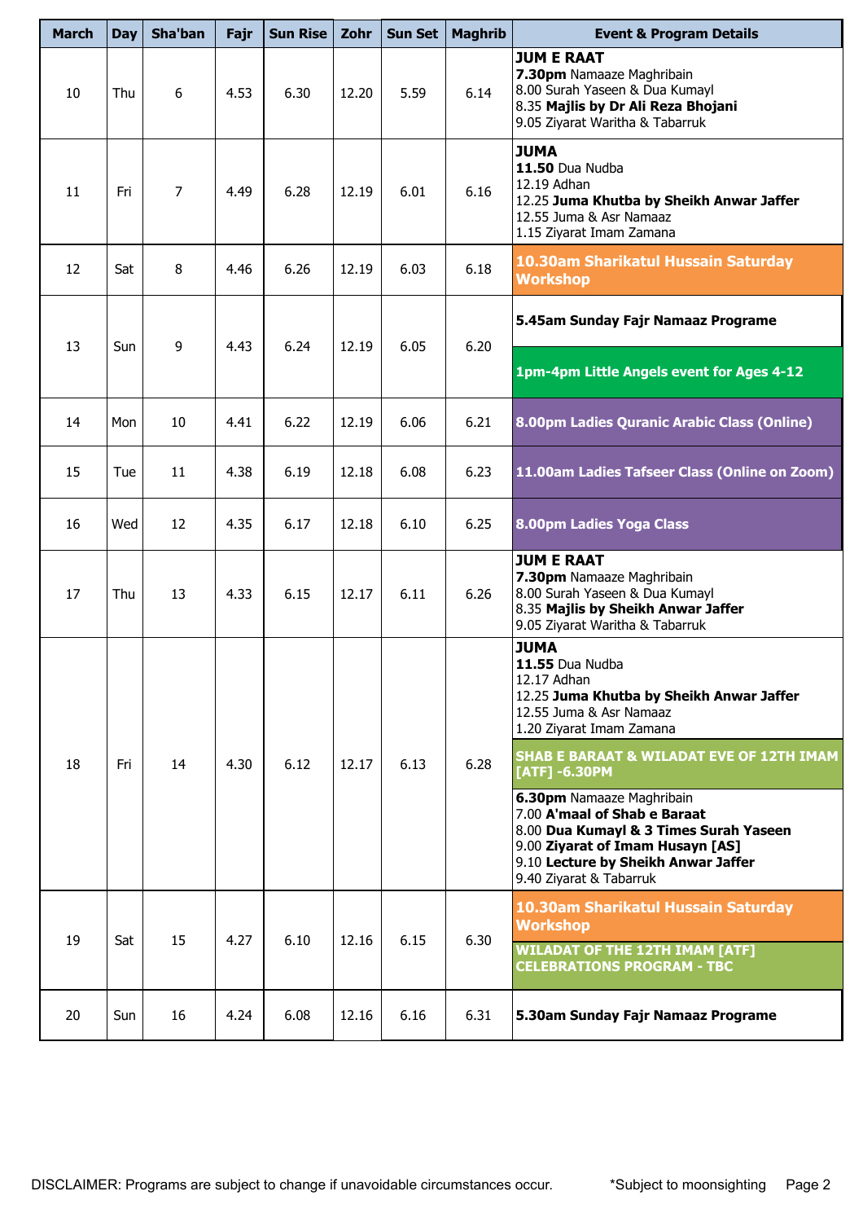| March | Day | Sha'ban | Fajr | Sun Rise | Zohr | Sun Set | Maghrib | Event & Program Details |
|---|---|---|---|---|---|---|---|---|
| 10 | Thu | 6 | 4.53 | 6.30 | 12.20 | 5.59 | 6.14 | **JUM E RAAT**<br>**7.30pm** Namaaze Maghribain<br>8.00 Surah Yaseen & Dua Kumayl<br>8.35 **Majlis by Dr Ali Reza Bhojani**<br>9.05 Ziyarat Waritha & Tabarruk |
| 11 | Fri | 7 | 4.49 | 6.28 | 12.19 | 6.01 | 6.16 | **JUMA**<br>**11.50** Dua Nudba<br>12.19 Adhan<br>12.25 **Juma Khutba by Sheikh Anwar Jaffer**<br>12.55 Juma & Asr Namaaz<br>1.15 Ziyarat Imam Zamana |
| 12 | Sat | 8 | 4.46 | 6.26 | 12.19 | 6.03 | 6.18 | **10.30am Sharikatul Hussain Saturday Workshop** |
| 13 | Sun | 9 | 4.43 | 6.24 | 12.19 | 6.05 | 6.20 | **5.45am Sunday Fajr Namaaz Programe**<br>**1pm-4pm Little Angels event for Ages 4-12** |
| 14 | Mon | 10 | 4.41 | 6.22 | 12.19 | 6.06 | 6.21 | **8.00pm Ladies Quranic Arabic Class (Online)** |
| 15 | Tue | 11 | 4.38 | 6.19 | 12.18 | 6.08 | 6.23 | **11.00am Ladies Tafseer Class (Online on Zoom)** |
| 16 | Wed | 12 | 4.35 | 6.17 | 12.18 | 6.10 | 6.25 | **8.00pm Ladies Yoga Class** |
| 17 | Thu | 13 | 4.33 | 6.15 | 12.17 | 6.11 | 6.26 | **JUM E RAAT**<br>**7.30pm** Namaaze Maghribain<br>8.00 Surah Yaseen & Dua Kumayl<br>8.35 **Majlis by Sheikh Anwar Jaffer**<br>9.05 Ziyarat Waritha & Tabarruk |
| 18 | Fri | 14 | 4.30 | 6.12 | 12.17 | 6.13 | 6.28 | **JUMA**<br>**11.55** Dua Nudba<br>12.17 Adhan<br>12.25 **Juma Khutba by Sheikh Anwar Jaffer**<br>12.55 Juma & Asr Namaaz<br>1.20 Ziyarat Imam Zamana<br>**SHAB E BARAAT & WILADAT EVE OF 12TH IMAM [ATF] -6.30PM**<br>**6.30pm** Namaaze Maghribain<br>7.00 **A'maal of Shab e Baraat**<br>8.00 **Dua Kumayl & 3 Times Surah Yaseen**<br>9.00 **Ziyarat of Imam Husayn [AS]**<br>9.10 **Lecture by Sheikh Anwar Jaffer**<br>9.40 Ziyarat & Tabarruk |
| 19 | Sat | 15 | 4.27 | 6.10 | 12.16 | 6.15 | 6.30 | **10.30am Sharikatul Hussain Saturday Workshop**<br>**WILADAT OF THE 12TH IMAM [ATF] CELEBRATIONS PROGRAM - TBC** |
| 20 | Sun | 16 | 4.24 | 6.08 | 12.16 | 6.16 | 6.31 | **5.30am Sunday Fajr Namaaz Programe** |

DISCLAIMER: Programs are subject to change if unavoidable circumstances occur. *Subject to moonsighting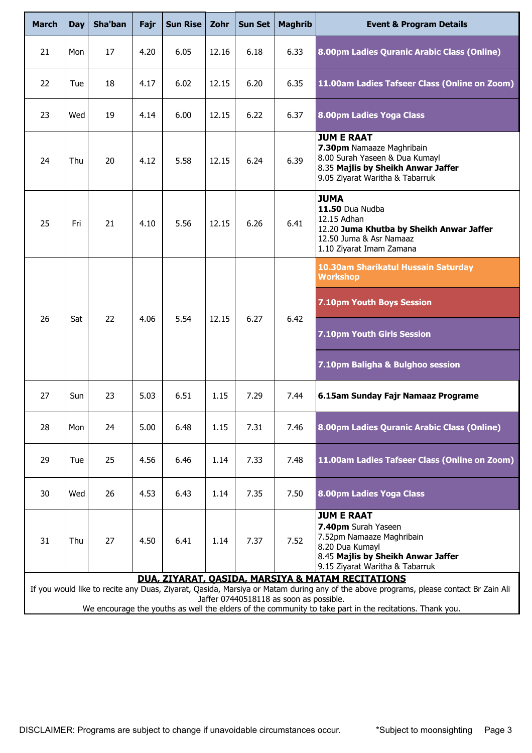| March | Day | Sha'ban | Fajr | Sun Rise | Zohr | Sun Set | Maghrib | Event & Program Details |
|---|---|---|---|---|---|---|---|---|
| 21 | Mon | 17 | 4.20 | 6.05 | 12.16 | 6.18 | 6.33 | **8.00pm Ladies Quranic Arabic Class (Online)** |
| 22 | Tue | 18 | 4.17 | 6.02 | 12.15 | 6.20 | 6.35 | **11.00am Ladies Tafseer Class (Online on Zoom)** |
| 23 | Wed | 19 | 4.14 | 6.00 | 12.15 | 6.22 | 6.37 | **8.00pm Ladies Yoga Class** |
| 24 | Thu | 20 | 4.12 | 5.58 | 12.15 | 6.24 | 6.39 | **JUM E RAAT**<br>**7.30pm** Namaaze Maghribain<br>8.00 Surah Yaseen & Dua Kumayl<br>8.35 **Majlis by Sheikh Anwar Jaffer**<br>9.05 Ziyarat Waritha & Tabarruk |
| 25 | Fri | 21 | 4.10 | 5.56 | 12.15 | 6.26 | 6.41 | **JUMA**<br>**11.50** Dua Nudba<br>12.15 Adhan<br>12.20 **Juma Khutba by Sheikh Anwar Jaffer**<br>12.50 Juma & Asr Namaaz<br>1.10 Ziyarat Imam Zamana |
| 26 | Sat | 22 | 4.06 | 5.54 | 12.15 | 6.27 | 6.42 | **10.30am Sharikatul Hussain Saturday Workshop**<br>**7.10pm Youth Boys Session**<br>**7.10pm Youth Girls Session**<br>**7.10pm Baligha & Bulghoo session** |
| 27 | Sun | 23 | 5.03 | 6.51 | 1.15 | 7.29 | 7.44 | **6.15am Sunday Fajr Namaaz Programe** |
| 28 | Mon | 24 | 5.00 | 6.48 | 1.15 | 7.31 | 7.46 | **8.00pm Ladies Quranic Arabic Class (Online)** |
| 29 | Tue | 25 | 4.56 | 6.46 | 1.14 | 7.33 | 7.48 | **11.00am Ladies Tafseer Class (Online on Zoom)** |
| 30 | Wed | 26 | 4.53 | 6.43 | 1.14 | 7.35 | 7.50 | **8.00pm Ladies Yoga Class** |
| 31 | Thu | 27 | 4.50 | 6.41 | 1.14 | 7.37 | 7.52 | **JUM E RAAT**<br>**7.40pm** Surah Yaseen<br>7.52pm Namaaze Maghribain<br>8.20 Dua Kumayl<br>8.45 **Majlis by Sheikh Anwar Jaffer**<br>9.15 Ziyarat Waritha & Tabarruk |

**DUA, ZIYARAT, QASIDA, MARSIYA & MATAM RECITATIONS**

If you would like to recite any Duas, Ziyarat, Qasida, Marsiya or Matam during any of the above programs, please contact Br Zain Ali Jaffer 07440518118 as soon as possible.
We encourage the youths as well the elders of the community to take part in the recitations. Thank you.

DISCLAIMER: Programs are subject to change if unavoidable circumstances occur. *Subject to moonsighting